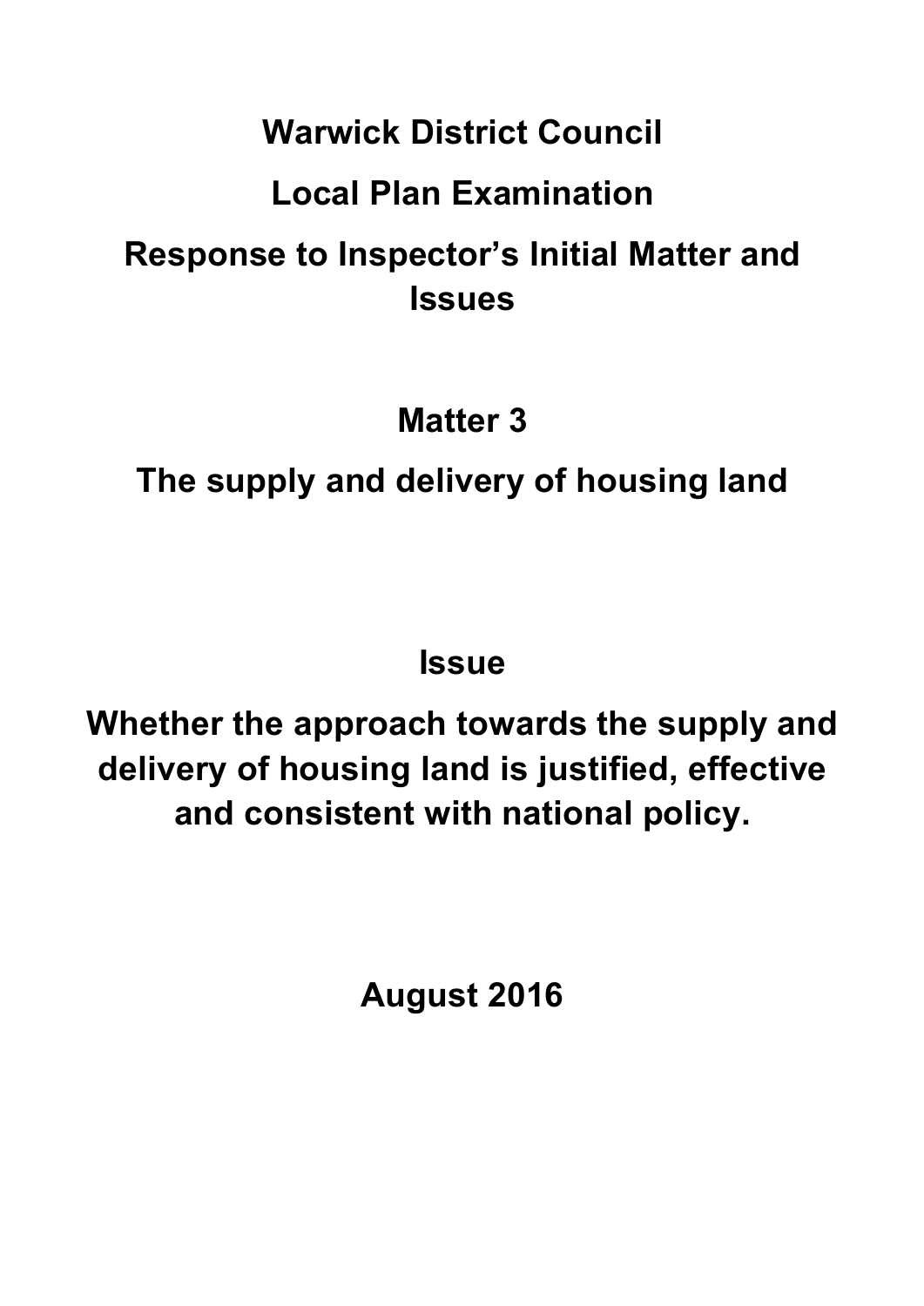# Warwick District Council

# Local Plan Examination

# Response to Inspector's Initial Matter and Issues

## Matter 3

## The supply and delivery of housing land

## Issue

**Whether the approach towards the supply and delivery of housing land is justified, effective and consistent with national policy.**

**August 2016**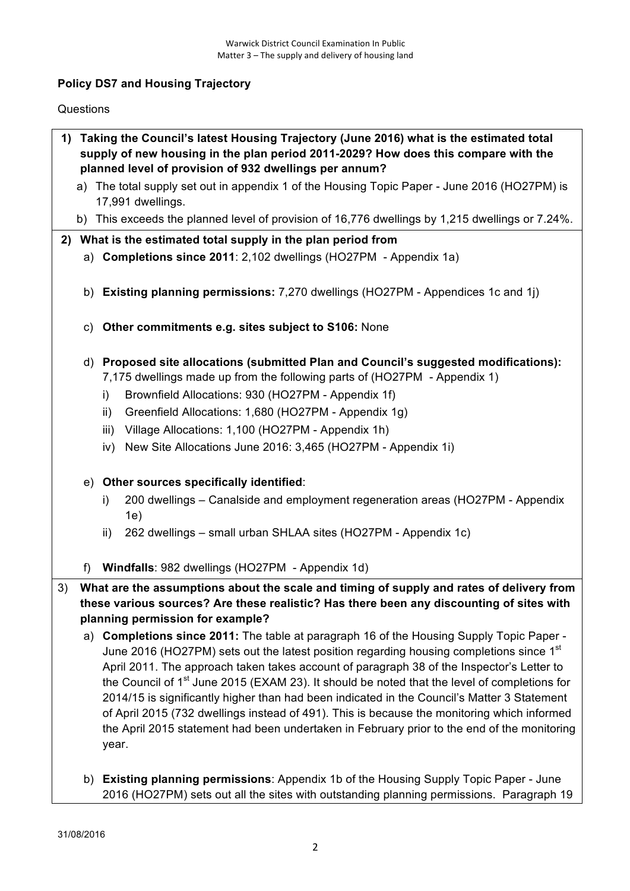**Policy DS7 and Housing Trajectory**

Questions

1) **Taking the Council's latest Housing Trajectory (June 2016) what is the estimated total supply of new housing in the plan period 2011-2029? How does this compare with the planned level of provision of 932 dwellings per annum?**
   a) The total supply set out in appendix 1 of the Housing Topic Paper - June 2016 (HO27PM) is 17,991 dwellings.
   b) This exceeds the planned level of provision of 16,776 dwellings by 1,215 dwellings or 7.24%.

2) **What is the estimated total supply in the plan period from**
   a) **Completions since 2011**: 2,102 dwellings (HO27PM - Appendix 1a)

   b) **Existing planning permissions:** 7,270 dwellings (HO27PM - Appendices 1c and 1j)

   c) **Other commitments e.g. sites subject to S106:** None

   d) **Proposed site allocations (submitted Plan and Council's suggested modifications):** 7,175 dwellings made up from the following parts of (HO27PM - Appendix 1)
      i) Brownfield Allocations: 930 (HO27PM - Appendix 1f)
      ii) Greenfield Allocations: 1,680 (HO27PM - Appendix 1g)
      iii) Village Allocations: 1,100 (HO27PM - Appendix 1h)
      iv) New Site Allocations June 2016: 3,465 (HO27PM - Appendix 1i)

   e) **Other sources specifically identified**:
      i) 200 dwellings – Canalside and employment regeneration areas (HO27PM - Appendix 1e)
      ii) 262 dwellings – small urban SHLAA sites (HO27PM - Appendix 1c)

   f) **Windfalls**: 982 dwellings (HO27PM - Appendix 1d)

3) **What are the assumptions about the scale and timing of supply and rates of delivery from these various sources? Are these realistic? Has there been any discounting of sites with planning permission for example?**
   a) **Completions since 2011:** The table at paragraph 16 of the Housing Supply Topic Paper - June 2016 (HO27PM) sets out the latest position regarding housing completions since 1st April 2011. The approach taken takes account of paragraph 38 of the Inspector's Letter to the Council of 1st June 2015 (EXAM 23). It should be noted that the level of completions for 2014/15 is significantly higher than had been indicated in the Council's Matter 3 Statement of April 2015 (732 dwellings instead of 491). This is because the monitoring which informed the April 2015 statement had been undertaken in February prior to the end of the monitoring year.

   b) **Existing planning permissions**: Appendix 1b of the Housing Supply Topic Paper - June 2016 (HO27PM) sets out all the sites with outstanding planning permissions. Paragraph 19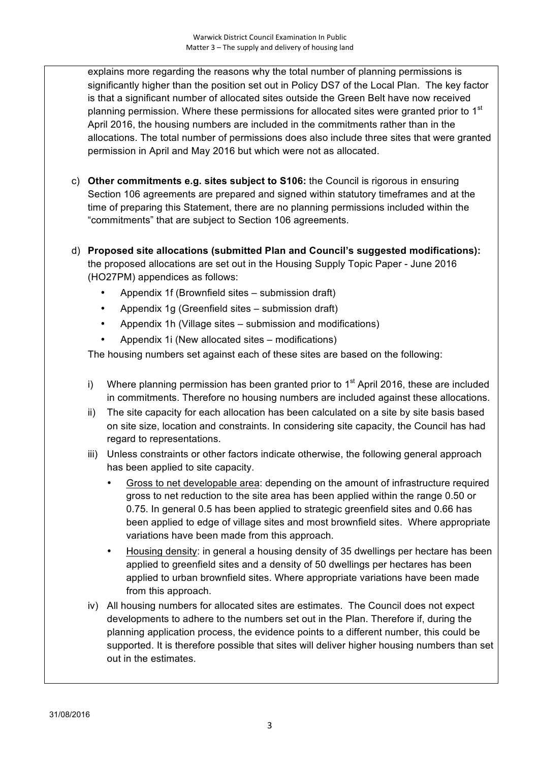explains more regarding the reasons why the total number of planning permissions is significantly higher than the position set out in Policy DS7 of the Local Plan. The key factor is that a significant number of allocated sites outside the Green Belt have now received planning permission. Where these permissions for allocated sites were granted prior to 1st April 2016, the housing numbers are included in the commitments rather than in the allocations. The total number of permissions does also include three sites that were granted permission in April and May 2016 but which were not as allocated.

c) **Other commitments e.g. sites subject to S106:** the Council is rigorous in ensuring Section 106 agreements are prepared and signed within statutory timeframes and at the time of preparing this Statement, there are no planning permissions included within the "commitments" that are subject to Section 106 agreements.

d) **Proposed site allocations (submitted Plan and Council's suggested modifications):** the proposed allocations are set out in the Housing Supply Topic Paper - June 2016 (HO27PM) appendices as follows:

- Appendix 1f (Brownfield sites – submission draft)
- Appendix 1g (Greenfield sites – submission draft)
- Appendix 1h (Village sites – submission and modifications)
- Appendix 1i (New allocated sites – modifications)

The housing numbers set against each of these sites are based on the following:

i) Where planning permission has been granted prior to 1st April 2016, these are included in commitments. Therefore no housing numbers are included against these allocations.

ii) The site capacity for each allocation has been calculated on a site by site basis based on site size, location and constraints. In considering site capacity, the Council has had regard to representations.

iii) Unless constraints or other factors indicate otherwise, the following general approach has been applied to site capacity.

- Gross to net developable area: depending on the amount of infrastructure required gross to net reduction to the site area has been applied within the range 0.50 or 0.75. In general 0.5 has been applied to strategic greenfield sites and 0.66 has been applied to edge of village sites and most brownfield sites. Where appropriate variations have been made from this approach.
- Housing density: in general a housing density of 35 dwellings per hectare has been applied to greenfield sites and a density of 50 dwellings per hectares has been applied to urban brownfield sites. Where appropriate variations have been made from this approach.

iv) All housing numbers for allocated sites are estimates. The Council does not expect developments to adhere to the numbers set out in the Plan. Therefore if, during the planning application process, the evidence points to a different number, this could be supported. It is therefore possible that sites will deliver higher housing numbers than set out in the estimates.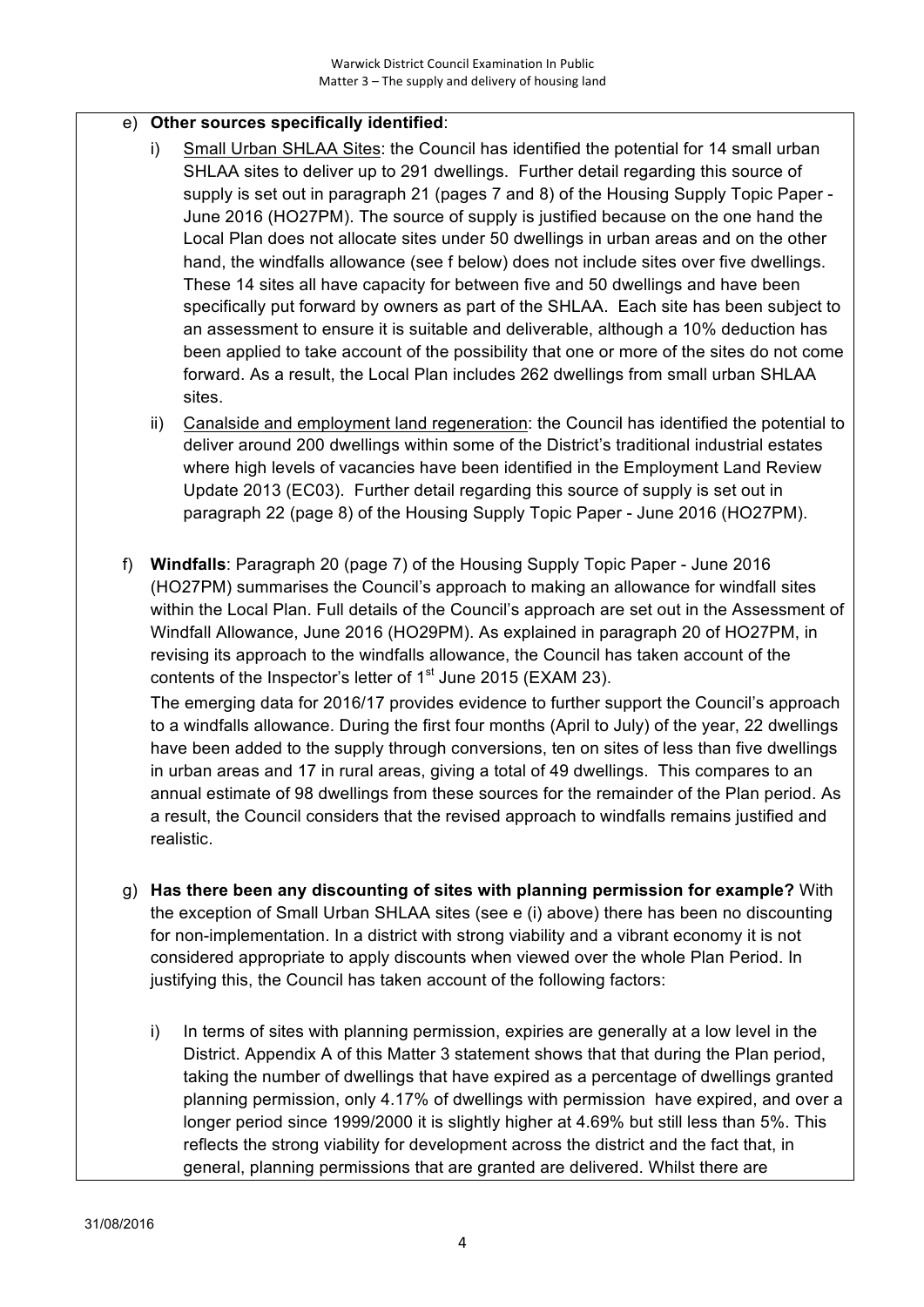e) **Other sources specifically identified**:

   i) Small Urban SHLAA Sites: the Council has identified the potential for 14 small urban SHLAA sites to deliver up to 291 dwellings. Further detail regarding this source of supply is set out in paragraph 21 (pages 7 and 8) of the Housing Supply Topic Paper - June 2016 (HO27PM). The source of supply is justified because on the one hand the Local Plan does not allocate sites under 50 dwellings in urban areas and on the other hand, the windfalls allowance (see f below) does not include sites over five dwellings. These 14 sites all have capacity for between five and 50 dwellings and have been specifically put forward by owners as part of the SHLAA. Each site has been subject to an assessment to ensure it is suitable and deliverable, although a 10% deduction has been applied to take account of the possibility that one or more of the sites do not come forward. As a result, the Local Plan includes 262 dwellings from small urban SHLAA sites.

   ii) Canalside and employment land regeneration: the Council has identified the potential to deliver around 200 dwellings within some of the District's traditional industrial estates where high levels of vacancies have been identified in the Employment Land Review Update 2013 (EC03). Further detail regarding this source of supply is set out in paragraph 22 (page 8) of the Housing Supply Topic Paper - June 2016 (HO27PM).

f) **Windfalls**: Paragraph 20 (page 7) of the Housing Supply Topic Paper - June 2016 (HO27PM) summarises the Council's approach to making an allowance for windfall sites within the Local Plan. Full details of the Council's approach are set out in the Assessment of Windfall Allowance, June 2016 (HO29PM). As explained in paragraph 20 of HO27PM, in revising its approach to the windfalls allowance, the Council has taken account of the contents of the Inspector's letter of 1st June 2015 (EXAM 23).

   The emerging data for 2016/17 provides evidence to further support the Council's approach to a windfalls allowance. During the first four months (April to July) of the year, 22 dwellings have been added to the supply through conversions, ten on sites of less than five dwellings in urban areas and 17 in rural areas, giving a total of 49 dwellings. This compares to an annual estimate of 98 dwellings from these sources for the remainder of the Plan period. As a result, the Council considers that the revised approach to windfalls remains justified and realistic.

g) **Has there been any discounting of sites with planning permission for example?** With the exception of Small Urban SHLAA sites (see e (i) above) there has been no discounting for non-implementation. In a district with strong viability and a vibrant economy it is not considered appropriate to apply discounts when viewed over the whole Plan Period. In justifying this, the Council has taken account of the following factors:

   i) In terms of sites with planning permission, expiries are generally at a low level in the District. Appendix A of this Matter 3 statement shows that that during the Plan period, taking the number of dwellings that have expired as a percentage of dwellings granted planning permission, only 4.17% of dwellings with permission have expired, and over a longer period since 1999/2000 it is slightly higher at 4.69% but still less than 5%. This reflects the strong viability for development across the district and the fact that, in general, planning permissions that are granted are delivered. Whilst there are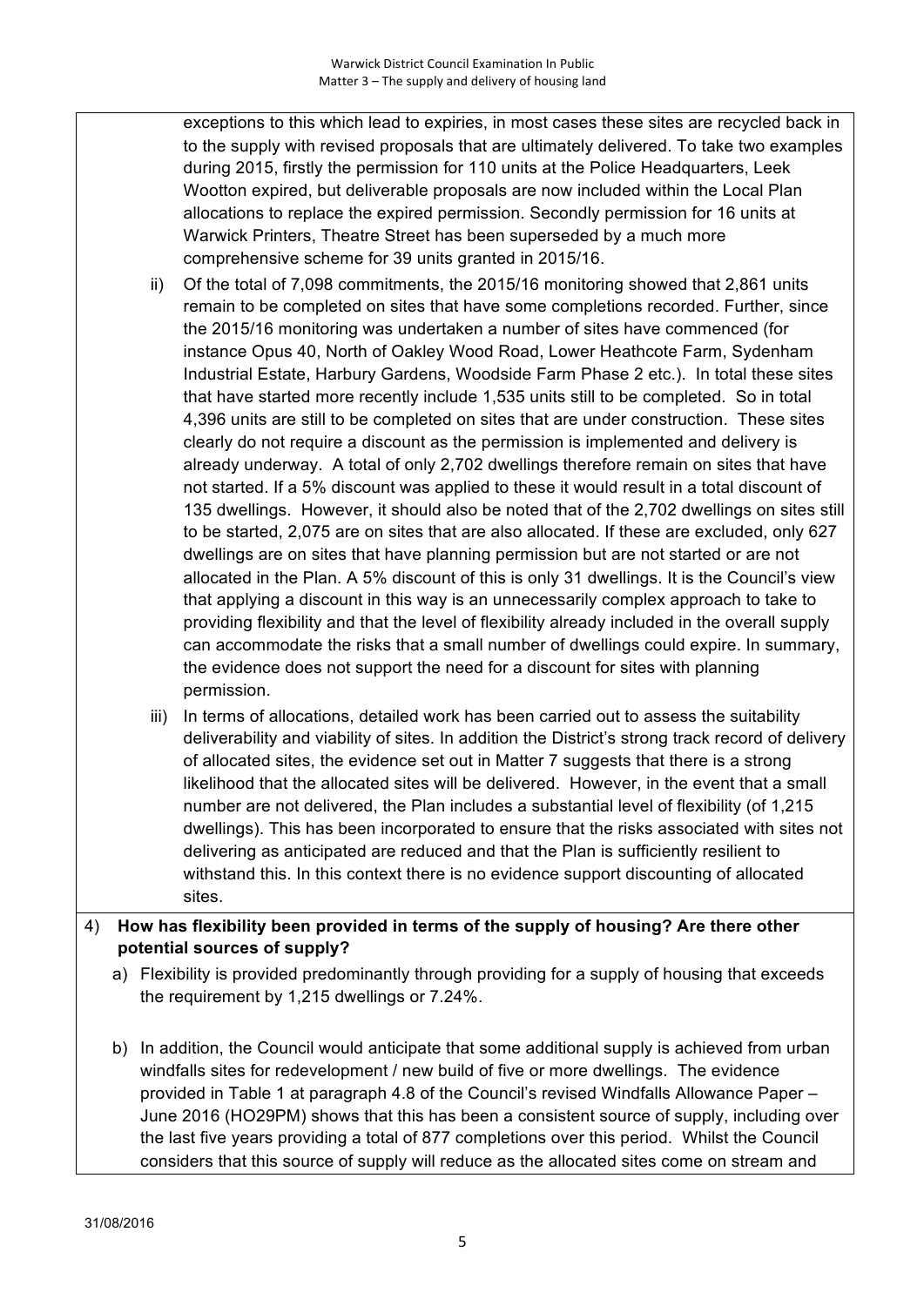exceptions to this which lead to expiries, in most cases these sites are recycled back in to the supply with revised proposals that are ultimately delivered. To take two examples during 2015, firstly the permission for 110 units at the Police Headquarters, Leek Wootton expired, but deliverable proposals are now included within the Local Plan allocations to replace the expired permission. Secondly permission for 16 units at Warwick Printers, Theatre Street has been superseded by a much more comprehensive scheme for 39 units granted in 2015/16.

ii) Of the total of 7,098 commitments, the 2015/16 monitoring showed that 2,861 units remain to be completed on sites that have some completions recorded. Further, since the 2015/16 monitoring was undertaken a number of sites have commenced (for instance Opus 40, North of Oakley Wood Road, Lower Heathcote Farm, Sydenham Industrial Estate, Harbury Gardens, Woodside Farm Phase 2 etc.). In total these sites that have started more recently include 1,535 units still to be completed. So in total 4,396 units are still to be completed on sites that are under construction. These sites clearly do not require a discount as the permission is implemented and delivery is already underway. A total of only 2,702 dwellings therefore remain on sites that have not started. If a 5% discount was applied to these it would result in a total discount of 135 dwellings. However, it should also be noted that of the 2,702 dwellings on sites still to be started, 2,075 are on sites that are also allocated. If these are excluded, only 627 dwellings are on sites that have planning permission but are not started or are not allocated in the Plan. A 5% discount of this is only 31 dwellings. It is the Council's view that applying a discount in this way is an unnecessarily complex approach to take to providing flexibility and that the level of flexibility already included in the overall supply can accommodate the risks that a small number of dwellings could expire. In summary, the evidence does not support the need for a discount for sites with planning permission.

iii) In terms of allocations, detailed work has been carried out to assess the suitability deliverability and viability of sites. In addition the District's strong track record of delivery of allocated sites, the evidence set out in Matter 7 suggests that there is a strong likelihood that the allocated sites will be delivered. However, in the event that a small number are not delivered, the Plan includes a substantial level of flexibility (of 1,215 dwellings). This has been incorporated to ensure that the risks associated with sites not delivering as anticipated are reduced and that the Plan is sufficiently resilient to withstand this. In this context there is no evidence support discounting of allocated sites.

4) **How has flexibility been provided in terms of the supply of housing? Are there other potential sources of supply?**

a) Flexibility is provided predominantly through providing for a supply of housing that exceeds the requirement by 1,215 dwellings or 7.24%.

b) In addition, the Council would anticipate that some additional supply is achieved from urban windfalls sites for redevelopment / new build of five or more dwellings. The evidence provided in Table 1 at paragraph 4.8 of the Council's revised Windfalls Allowance Paper – June 2016 (HO29PM) shows that this has been a consistent source of supply, including over the last five years providing a total of 877 completions over this period. Whilst the Council considers that this source of supply will reduce as the allocated sites come on stream and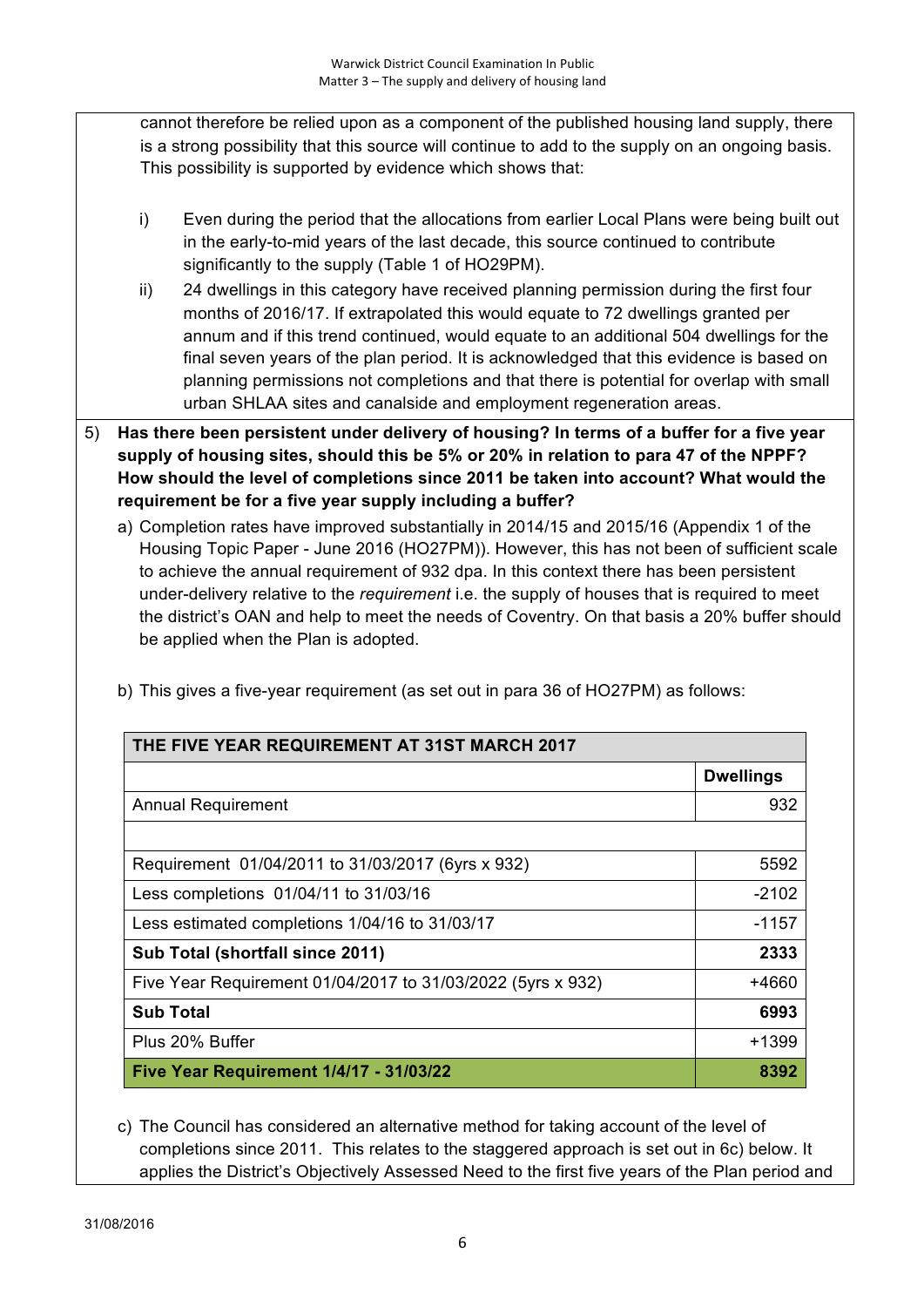cannot therefore be relied upon as a component of the published housing land supply, there is a strong possibility that this source will continue to add to the supply on an ongoing basis. This possibility is supported by evidence which shows that:

i) Even during the period that the allocations from earlier Local Plans were being built out in the early-to-mid years of the last decade, this source continued to contribute significantly to the supply (Table 1 of HO29PM).

ii) 24 dwellings in this category have received planning permission during the first four months of 2016/17. If extrapolated this would equate to 72 dwellings granted per annum and if this trend continued, would equate to an additional 504 dwellings for the final seven years of the plan period. It is acknowledged that this evidence is based on planning permissions not completions and that there is potential for overlap with small urban SHLAA sites and canalside and employment regeneration areas.

5) **Has there been persistent under delivery of housing? In terms of a buffer for a five year supply of housing sites, should this be 5% or 20% in relation to para 47 of the NPPF? How should the level of completions since 2011 be taken into account? What would the requirement be for a five year supply including a buffer?**

a) Completion rates have improved substantially in 2014/15 and 2015/16 (Appendix 1 of the Housing Topic Paper - June 2016 (HO27PM)). However, this has not been of sufficient scale to achieve the annual requirement of 932 dpa. In this context there has been persistent under-delivery relative to the *requirement* i.e. the supply of houses that is required to meet the district's OAN and help to meet the needs of Coventry. On that basis a 20% buffer should be applied when the Plan is adopted.

b) This gives a five-year requirement (as set out in para 36 of HO27PM) as follows:

| **THE FIVE YEAR REQUIREMENT AT 31ST MARCH 2017** | |
|---|---|
| | **Dwellings** |
| Annual Requirement | 932 |
| | |
| Requirement 01/04/2011 to 31/03/2017 (6yrs x 932) | 5592 |
| Less completions 01/04/11 to 31/03/16 | -2102 |
| Less estimated completions 1/04/16 to 31/03/17 | -1157 |
| **Sub Total (shortfall since 2011)** | **2333** |
| Five Year Requirement 01/04/2017 to 31/03/2022 (5yrs x 932) | +4660 |
| **Sub Total** | **6993** |
| Plus 20% Buffer | +1399 |
| **Five Year Requirement 1/4/17 - 31/03/22** | **8392** |

c) The Council has considered an alternative method for taking account of the level of completions since 2011. This relates to the staggered approach is set out in 6c) below. It applies the District's Objectively Assessed Need to the first five years of the Plan period and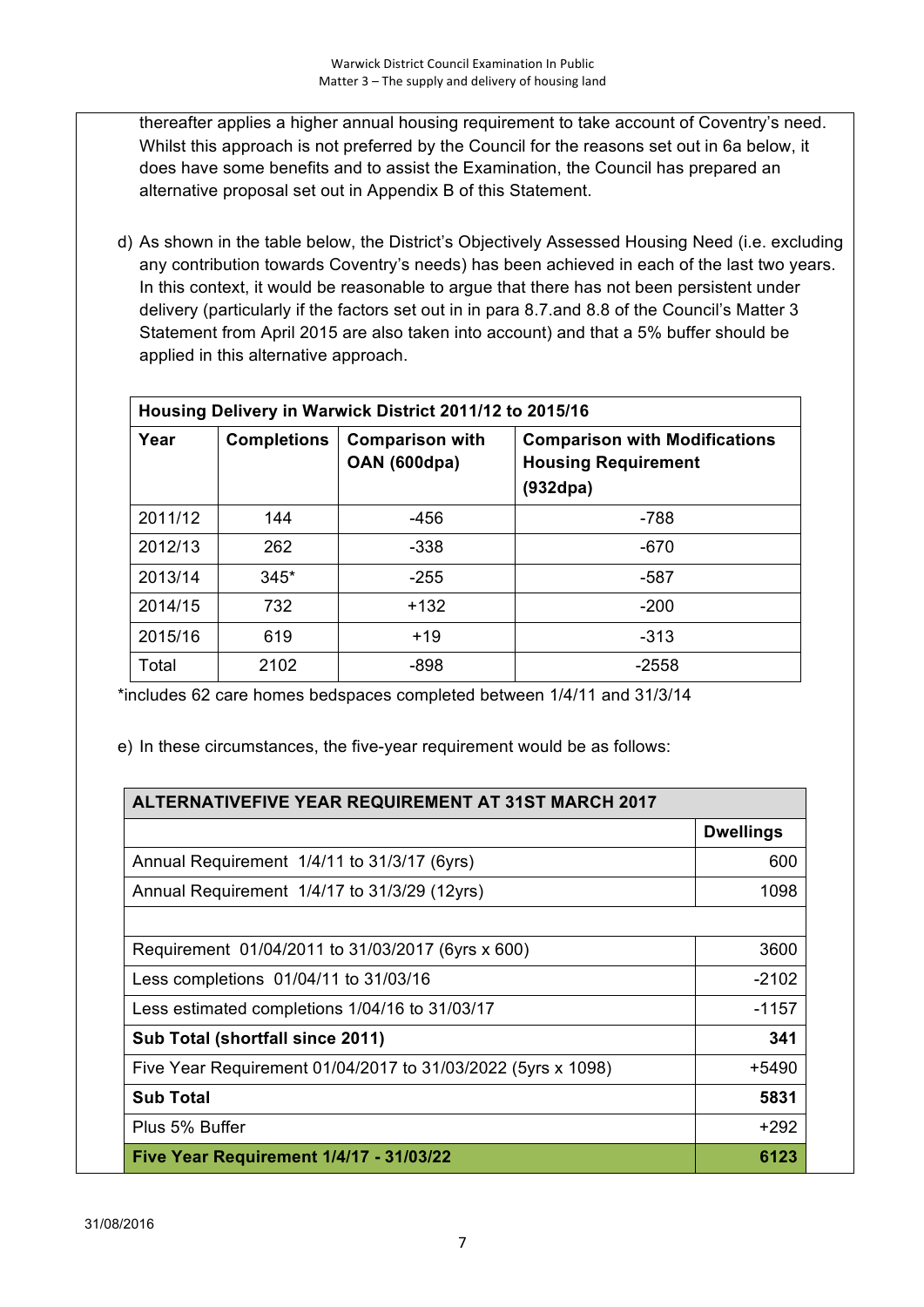thereafter applies a higher annual housing requirement to take account of Coventry's need. Whilst this approach is not preferred by the Council for the reasons set out in 6a below, it does have some benefits and to assist the Examination, the Council has prepared an alternative proposal set out in Appendix B of this Statement.

d) As shown in the table below, the District's Objectively Assessed Housing Need (i.e. excluding any contribution towards Coventry's needs) has been achieved in each of the last two years. In this context, it would be reasonable to argue that there has not been persistent under delivery (particularly if the factors set out in in para 8.7.and 8.8 of the Council's Matter 3 Statement from April 2015 are also taken into account) and that a 5% buffer should be applied in this alternative approach.

| **Housing Delivery in Warwick District 2011/12 to 2015/16** | | | |
|---|---|---|---|
| **Year** | **Completions** | **Comparison with OAN (600dpa)** | **Comparison with Modifications Housing Requirement (932dpa)** |
| 2011/12 | 144 | -456 | -788 |
| 2012/13 | 262 | -338 | -670 |
| 2013/14 | 345* | -255 | -587 |
| 2014/15 | 732 | +132 | -200 |
| 2015/16 | 619 | +19 | -313 |
| Total | 2102 | -898 | -2558 |

*includes 62 care homes bedspaces completed between 1/4/11 and 31/3/14

e) In these circumstances, the five-year requirement would be as follows:

| **ALTERNATIVEFIVE YEAR REQUIREMENT AT 31ST MARCH 2017** | |
|---|---|
| | **Dwellings** |
| Annual Requirement 1/4/11 to 31/3/17 (6yrs) | 600 |
| Annual Requirement 1/4/17 to 31/3/29 (12yrs) | 1098 |
| | |
| Requirement 01/04/2011 to 31/03/2017 (6yrs x 600) | 3600 |
| Less completions 01/04/11 to 31/03/16 | -2102 |
| Less estimated completions 1/04/16 to 31/03/17 | -1157 |
| **Sub Total (shortfall since 2011)** | **341** |
| Five Year Requirement 01/04/2017 to 31/03/2022 (5yrs x 1098) | +5490 |
| **Sub Total** | **5831** |
| Plus 5% Buffer | +292 |
| **Five Year Requirement 1/4/17 - 31/03/22** | **6123** |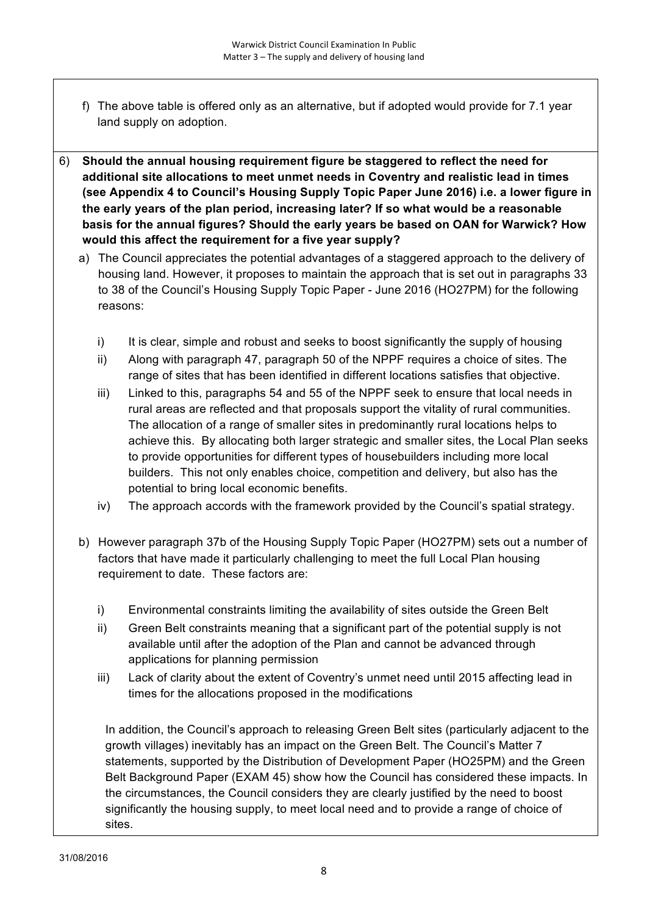f) The above table is offered only as an alternative, but if adopted would provide for 7.1 year land supply on adoption.

6) **Should the annual housing requirement figure be staggered to reflect the need for additional site allocations to meet unmet needs in Coventry and realistic lead in times (see Appendix 4 to Council's Housing Supply Topic Paper June 2016) i.e. a lower figure in the early years of the plan period, increasing later? If so what would be a reasonable basis for the annual figures? Should the early years be based on OAN for Warwick? How would this affect the requirement for a five year supply?**

   a) The Council appreciates the potential advantages of a staggered approach to the delivery of housing land. However, it proposes to maintain the approach that is set out in paragraphs 33 to 38 of the Council's Housing Supply Topic Paper - June 2016 (HO27PM) for the following reasons:

      i) It is clear, simple and robust and seeks to boost significantly the supply of housing
      
      ii) Along with paragraph 47, paragraph 50 of the NPPF requires a choice of sites. The range of sites that has been identified in different locations satisfies that objective.
      
      iii) Linked to this, paragraphs 54 and 55 of the NPPF seek to ensure that local needs in rural areas are reflected and that proposals support the vitality of rural communities. The allocation of a range of smaller sites in predominantly rural locations helps to achieve this. By allocating both larger strategic and smaller sites, the Local Plan seeks to provide opportunities for different types of housebuilders including more local builders. This not only enables choice, competition and delivery, but also has the potential to bring local economic benefits.
      
      iv) The approach accords with the framework provided by the Council's spatial strategy.

   b) However paragraph 37b of the Housing Supply Topic Paper (HO27PM) sets out a number of factors that have made it particularly challenging to meet the full Local Plan housing requirement to date. These factors are:

      i) Environmental constraints limiting the availability of sites outside the Green Belt
      
      ii) Green Belt constraints meaning that a significant part of the potential supply is not available until after the adoption of the Plan and cannot be advanced through applications for planning permission
      
      iii) Lack of clarity about the extent of Coventry's unmet need until 2015 affecting lead in times for the allocations proposed in the modifications

      In addition, the Council's approach to releasing Green Belt sites (particularly adjacent to the growth villages) inevitably has an impact on the Green Belt. The Council's Matter 7 statements, supported by the Distribution of Development Paper (HO25PM) and the Green Belt Background Paper (EXAM 45) show how the Council has considered these impacts. In the circumstances, the Council considers they are clearly justified by the need to boost significantly the housing supply, to meet local need and to provide a range of choice of sites.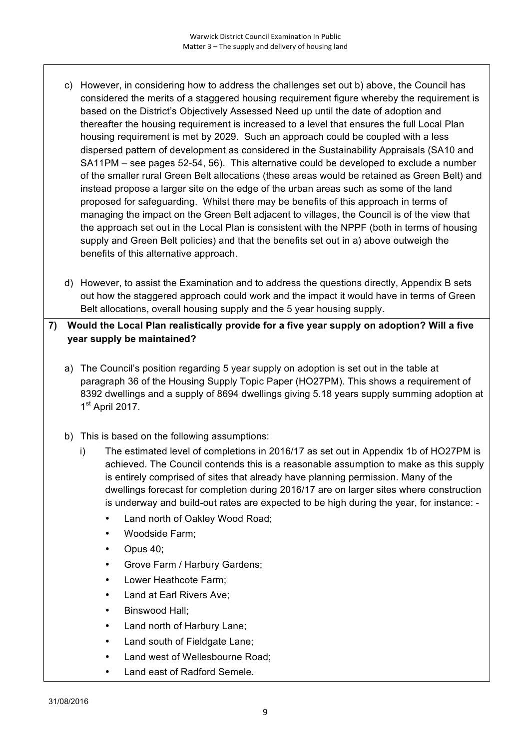c) However, in considering how to address the challenges set out b) above, the Council has considered the merits of a staggered housing requirement figure whereby the requirement is based on the District's Objectively Assessed Need up until the date of adoption and thereafter the housing requirement is increased to a level that ensures the full Local Plan housing requirement is met by 2029. Such an approach could be coupled with a less dispersed pattern of development as considered in the Sustainability Appraisals (SA10 and SA11PM – see pages 52-54, 56). This alternative could be developed to exclude a number of the smaller rural Green Belt allocations (these areas would be retained as Green Belt) and instead propose a larger site on the edge of the urban areas such as some of the land proposed for safeguarding. Whilst there may be benefits of this approach in terms of managing the impact on the Green Belt adjacent to villages, the Council is of the view that the approach set out in the Local Plan is consistent with the NPPF (both in terms of housing supply and Green Belt policies) and that the benefits set out in a) above outweigh the benefits of this alternative approach.

d) However, to assist the Examination and to address the questions directly, Appendix B sets out how the staggered approach could work and the impact it would have in terms of Green Belt allocations, overall housing supply and the 5 year housing supply.

**7) Would the Local Plan realistically provide for a five year supply on adoption? Will a five year supply be maintained?**

a) The Council's position regarding 5 year supply on adoption is set out in the table at paragraph 36 of the Housing Supply Topic Paper (HO27PM). This shows a requirement of 8392 dwellings and a supply of 8694 dwellings giving 5.18 years supply summing adoption at 1st April 2017.

b) This is based on the following assumptions:

i) The estimated level of completions in 2016/17 as set out in Appendix 1b of HO27PM is achieved. The Council contends this is a reasonable assumption to make as this supply is entirely comprised of sites that already have planning permission. Many of the dwellings forecast for completion during 2016/17 are on larger sites where construction is underway and build-out rates are expected to be high during the year, for instance: -

- Land north of Oakley Wood Road;
- Woodside Farm;
- Opus 40;
- Grove Farm / Harbury Gardens;
- Lower Heathcote Farm;
- Land at Earl Rivers Ave;
- Binswood Hall;
- Land north of Harbury Lane;
- Land south of Fieldgate Lane;
- Land west of Wellesbourne Road;
- Land east of Radford Semele.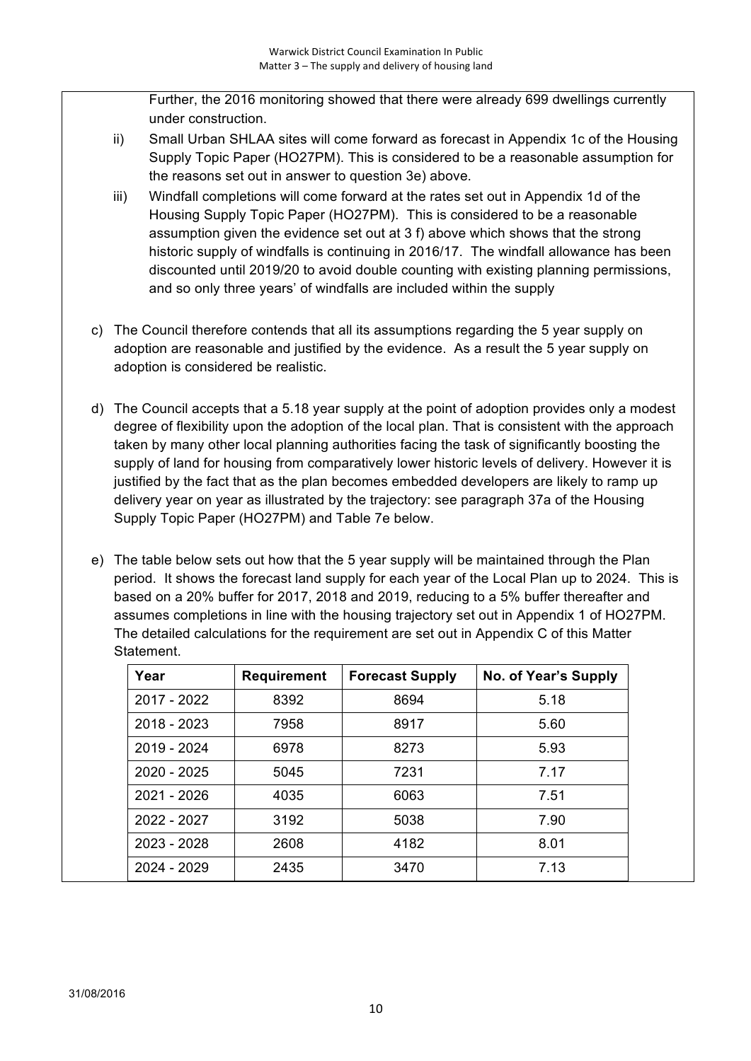Further, the 2016 monitoring showed that there were already 699 dwellings currently under construction.

ii) Small Urban SHLAA sites will come forward as forecast in Appendix 1c of the Housing Supply Topic Paper (HO27PM). This is considered to be a reasonable assumption for the reasons set out in answer to question 3e) above.

iii) Windfall completions will come forward at the rates set out in Appendix 1d of the Housing Supply Topic Paper (HO27PM). This is considered to be a reasonable assumption given the evidence set out at 3 f) above which shows that the strong historic supply of windfalls is continuing in 2016/17. The windfall allowance has been discounted until 2019/20 to avoid double counting with existing planning permissions, and so only three years' of windfalls are included within the supply

c) The Council therefore contends that all its assumptions regarding the 5 year supply on adoption are reasonable and justified by the evidence. As a result the 5 year supply on adoption is considered be realistic.

d) The Council accepts that a 5.18 year supply at the point of adoption provides only a modest degree of flexibility upon the adoption of the local plan. That is consistent with the approach taken by many other local planning authorities facing the task of significantly boosting the supply of land for housing from comparatively lower historic levels of delivery. However it is justified by the fact that as the plan becomes embedded developers are likely to ramp up delivery year on year as illustrated by the trajectory: see paragraph 37a of the Housing Supply Topic Paper (HO27PM) and Table 7e below.

e) The table below sets out how that the 5 year supply will be maintained through the Plan period. It shows the forecast land supply for each year of the Local Plan up to 2024. This is based on a 20% buffer for 2017, 2018 and 2019, reducing to a 5% buffer thereafter and assumes completions in line with the housing trajectory set out in Appendix 1 of HO27PM. The detailed calculations for the requirement are set out in Appendix C of this Matter Statement.

| Year | Requirement | Forecast Supply | No. of Year's Supply |
|---|---|---|---|
| 2017 - 2022 | 8392 | 8694 | 5.18 |
| 2018 - 2023 | 7958 | 8917 | 5.60 |
| 2019 - 2024 | 6978 | 8273 | 5.93 |
| 2020 - 2025 | 5045 | 7231 | 7.17 |
| 2021 - 2026 | 4035 | 6063 | 7.51 |
| 2022 - 2027 | 3192 | 5038 | 7.90 |
| 2023 - 2028 | 2608 | 4182 | 8.01 |
| 2024 - 2029 | 2435 | 3470 | 7.13 |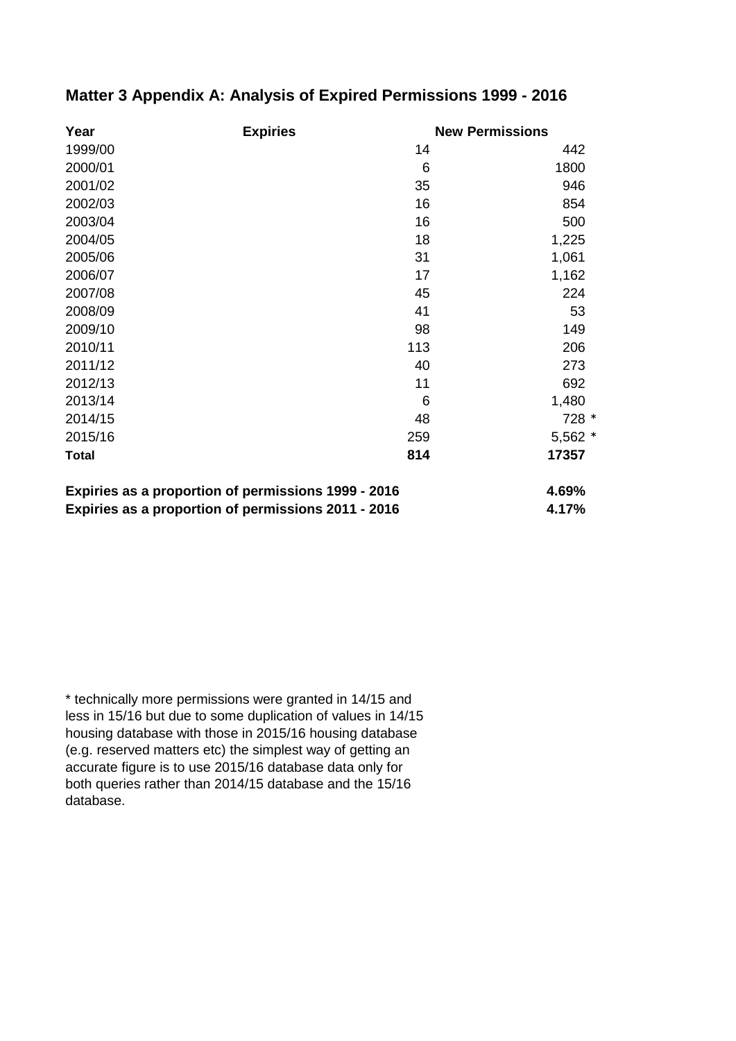## Matter 3 Appendix A: Analysis of Expired Permissions 1999 - 2016

| Year | Expiries | New Permissions |
|---|---|---|
| 1999/00 | 14 | 442 |
| 2000/01 | 6 | 1800 |
| 2001/02 | 35 | 946 |
| 2002/03 | 16 | 854 |
| 2003/04 | 16 | 500 |
| 2004/05 | 18 | 1,225 |
| 2005/06 | 31 | 1,061 |
| 2006/07 | 17 | 1,162 |
| 2007/08 | 45 | 224 |
| 2008/09 | 41 | 53 |
| 2009/10 | 98 | 149 |
| 2010/11 | 113 | 206 |
| 2011/12 | 40 | 273 |
| 2012/13 | 11 | 692 |
| 2013/14 | 6 | 1,480 |
| 2014/15 | 48 | 728 * |
| 2015/16 | 259 | 5,562 * |
| **Total** | **814** | **17357** |

**Expiries as a proportion of permissions 1999 - 2016** **4.69%**

**Expiries as a proportion of permissions 2011 - 2016** **4.17%**

* technically more permissions were granted in 14/15 and less in 15/16 but due to some duplication of values in 14/15 housing database with those in 2015/16 housing database (e.g. reserved matters etc) the simplest way of getting an accurate figure is to use 2015/16 database data only for both queries rather than 2014/15 database and the 15/16 database.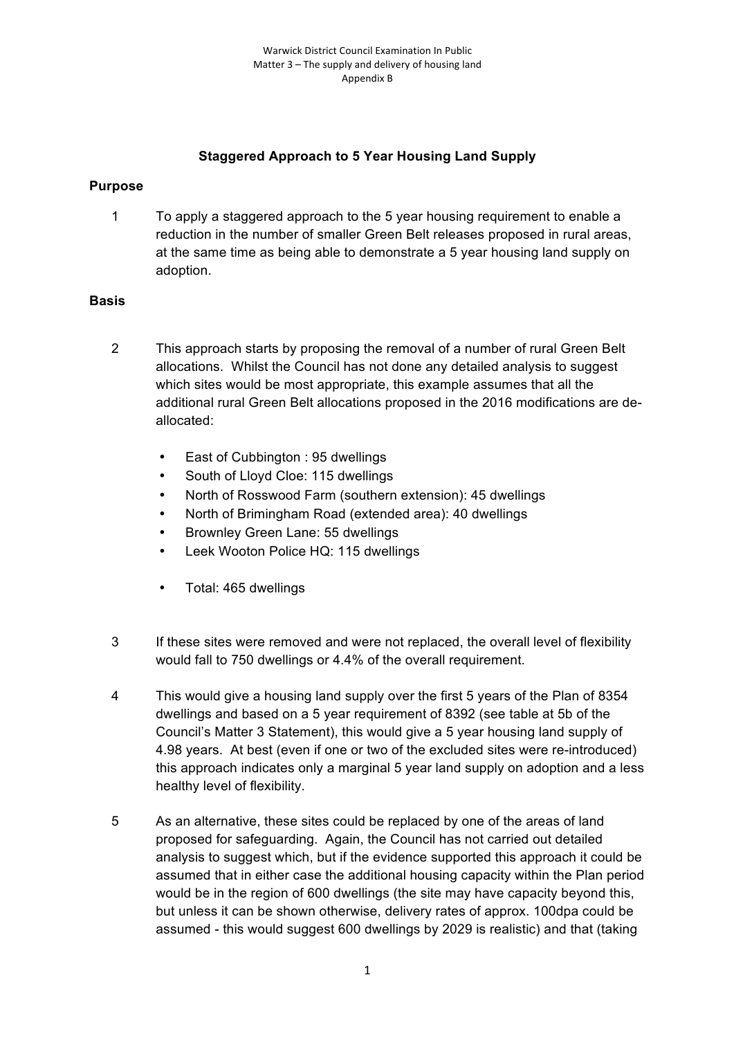**Staggered Approach to 5 Year Housing Land Supply**

**Purpose**

1 To apply a staggered approach to the 5 year housing requirement to enable a reduction in the number of smaller Green Belt releases proposed in rural areas, at the same time as being able to demonstrate a 5 year housing land supply on adoption.

**Basis**

2 This approach starts by proposing the removal of a number of rural Green Belt allocations. Whilst the Council has not done any detailed analysis to suggest which sites would be most appropriate, this example assumes that all the additional rural Green Belt allocations proposed in the 2016 modifications are de-allocated:

- East of Cubbington : 95 dwellings
- South of Lloyd Cloe: 115 dwellings
- North of Rosswood Farm (southern extension): 45 dwellings
- North of Brimingham Road (extended area): 40 dwellings
- Brownley Green Lane: 55 dwellings
- Leek Wooton Police HQ: 115 dwellings

- Total: 465 dwellings

3 If these sites were removed and were not replaced, the overall level of flexibility would fall to 750 dwellings or 4.4% of the overall requirement.

4 This would give a housing land supply over the first 5 years of the Plan of 8354 dwellings and based on a 5 year requirement of 8392 (see table at 5b of the Council's Matter 3 Statement), this would give a 5 year housing land supply of 4.98 years. At best (even if one or two of the excluded sites were re-introduced) this approach indicates only a marginal 5 year land supply on adoption and a less healthy level of flexibility.

5 As an alternative, these sites could be replaced by one of the areas of land proposed for safeguarding. Again, the Council has not carried out detailed analysis to suggest which, but if the evidence supported this approach it could be assumed that in either case the additional housing capacity within the Plan period would be in the region of 600 dwellings (the site may have capacity beyond this, but unless it can be shown otherwise, delivery rates of approx. 100dpa could be assumed - this would suggest 600 dwellings by 2029 is realistic) and that (taking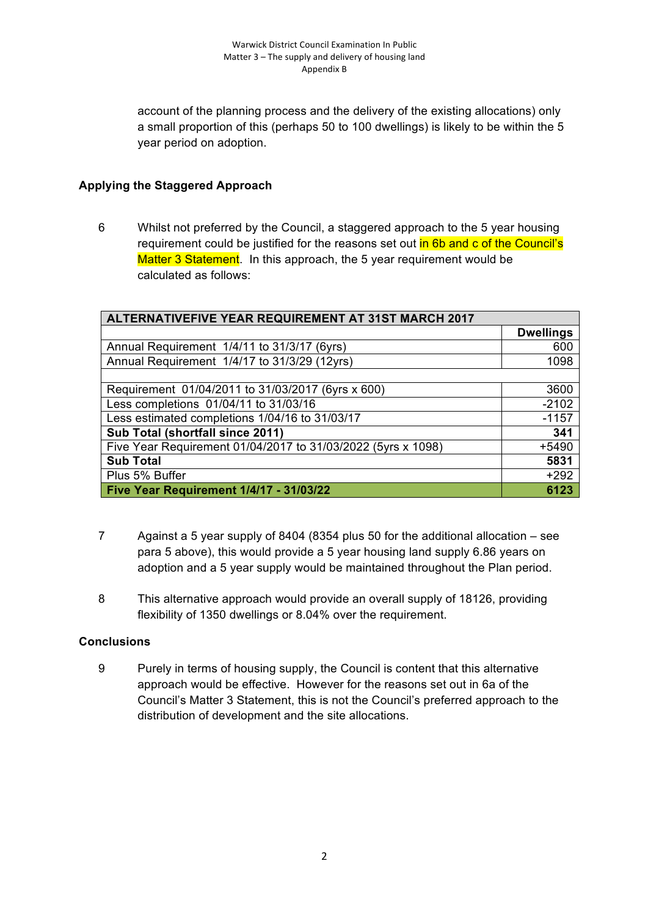account of the planning process and the delivery of the existing allocations) only a small proportion of this (perhaps 50 to 100 dwellings) is likely to be within the 5 year period on adoption.

**Applying the Staggered Approach**

6 Whilst not preferred by the Council, a staggered approach to the 5 year housing requirement could be justified for the reasons set out in 6b and c of the Council's Matter 3 Statement. In this approach, the 5 year requirement would be calculated as follows:

| **ALTERNATIVEFIVE YEAR REQUIREMENT AT 31ST MARCH 2017** | |
|---|---|
| | **Dwellings** |
| Annual Requirement 1/4/11 to 31/3/17 (6yrs) | 600 |
| Annual Requirement 1/4/17 to 31/3/29 (12yrs) | 1098 |
| | |
| Requirement 01/04/2011 to 31/03/2017 (6yrs x 600) | 3600 |
| Less completions 01/04/11 to 31/03/16 | -2102 |
| Less estimated completions 1/04/16 to 31/03/17 | -1157 |
| **Sub Total (shortfall since 2011)** | **341** |
| Five Year Requirement 01/04/2017 to 31/03/2022 (5yrs x 1098) | +5490 |
| **Sub Total** | **5831** |
| Plus 5% Buffer | +292 |
| **Five Year Requirement 1/4/17 - 31/03/22** | **6123** |

7 Against a 5 year supply of 8404 (8354 plus 50 for the additional allocation – see para 5 above), this would provide a 5 year housing land supply 6.86 years on adoption and a 5 year supply would be maintained throughout the Plan period.

8 This alternative approach would provide an overall supply of 18126, providing flexibility of 1350 dwellings or 8.04% over the requirement.

**Conclusions**

9 Purely in terms of housing supply, the Council is content that this alternative approach would be effective. However for the reasons set out in 6a of the Council's Matter 3 Statement, this is not the Council's preferred approach to the distribution of development and the site allocations.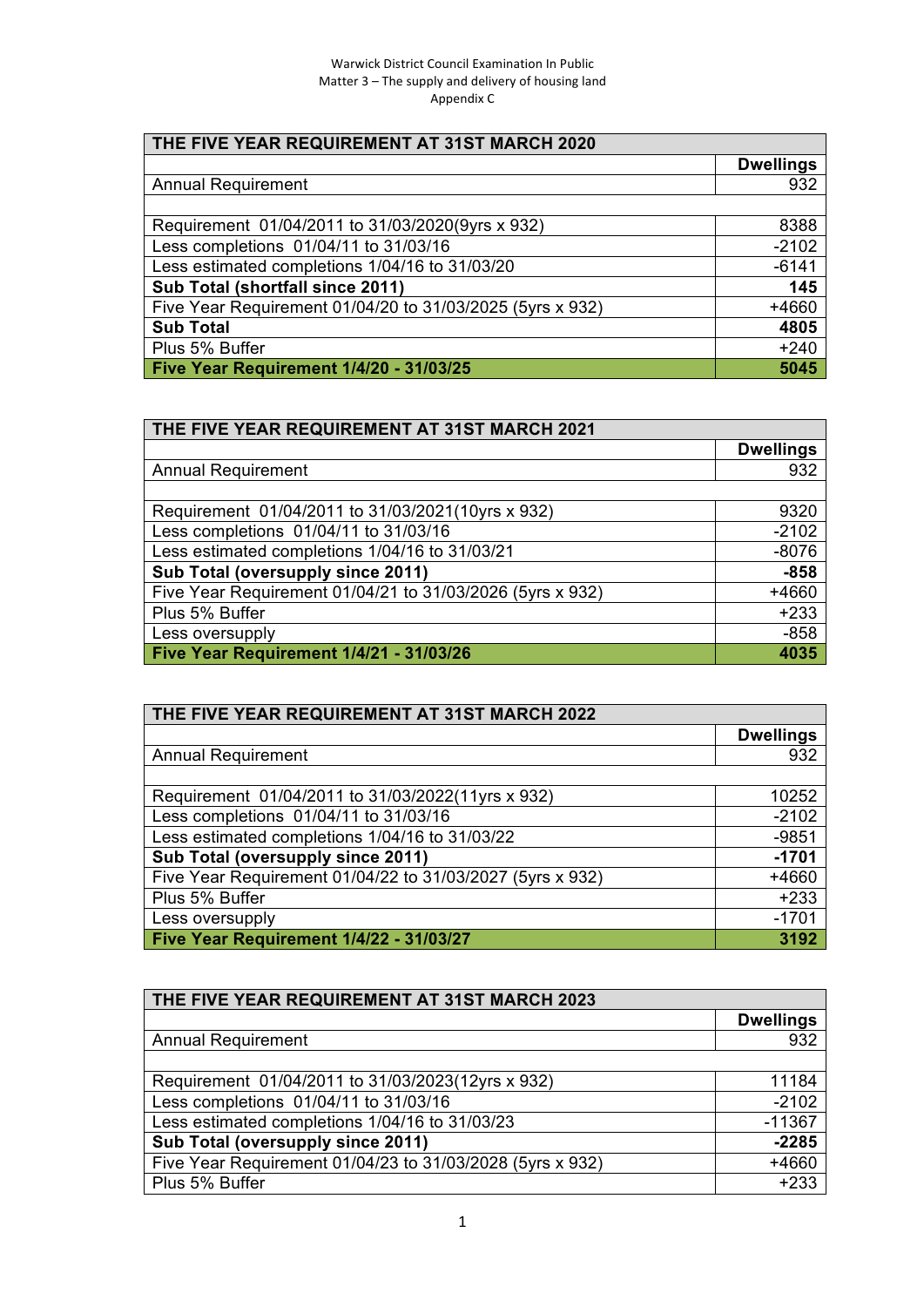Warwick District Council Examination In Public
Matter 3 – The supply and delivery of housing land
Appendix C

| THE FIVE YEAR REQUIREMENT AT 31ST MARCH 2020 | |
|---|---|
| | **Dwellings** |
| Annual Requirement | 932 |
| | |
| Requirement 01/04/2011 to 31/03/2020(9yrs x 932) | 8388 |
| Less completions 01/04/11 to 31/03/16 | -2102 |
| Less estimated completions 1/04/16 to 31/03/20 | -6141 |
| **Sub Total (shortfall since 2011)** | **145** |
| Five Year Requirement 01/04/20 to 31/03/2025 (5yrs x 932) | +4660 |
| **Sub Total** | **4805** |
| Plus 5% Buffer | +240 |
| **Five Year Requirement 1/4/20 - 31/03/25** | **5045** |

| THE FIVE YEAR REQUIREMENT AT 31ST MARCH 2021 | |
|---|---|
| | **Dwellings** |
| Annual Requirement | 932 |
| | |
| Requirement 01/04/2011 to 31/03/2021(10yrs x 932) | 9320 |
| Less completions 01/04/11 to 31/03/16 | -2102 |
| Less estimated completions 1/04/16 to 31/03/21 | -8076 |
| **Sub Total (oversupply since 2011)** | **-858** |
| Five Year Requirement 01/04/21 to 31/03/2026 (5yrs x 932) | +4660 |
| Plus 5% Buffer | +233 |
| Less oversupply | -858 |
| **Five Year Requirement 1/4/21 - 31/03/26** | **4035** |

| THE FIVE YEAR REQUIREMENT AT 31ST MARCH 2022 | |
|---|---|
| | **Dwellings** |
| Annual Requirement | 932 |
| | |
| Requirement 01/04/2011 to 31/03/2022(11yrs x 932) | 10252 |
| Less completions 01/04/11 to 31/03/16 | -2102 |
| Less estimated completions 1/04/16 to 31/03/22 | -9851 |
| **Sub Total (oversupply since 2011)** | **-1701** |
| Five Year Requirement 01/04/22 to 31/03/2027 (5yrs x 932) | +4660 |
| Plus 5% Buffer | +233 |
| Less oversupply | -1701 |
| **Five Year Requirement 1/4/22 - 31/03/27** | **3192** |

| THE FIVE YEAR REQUIREMENT AT 31ST MARCH 2023 | |
|---|---|
| | **Dwellings** |
| Annual Requirement | 932 |
| | |
| Requirement 01/04/2011 to 31/03/2023(12yrs x 932) | 11184 |
| Less completions 01/04/11 to 31/03/16 | -2102 |
| Less estimated completions 1/04/16 to 31/03/23 | -11367 |
| **Sub Total (oversupply since 2011)** | **-2285** |
| Five Year Requirement 01/04/23 to 31/03/2028 (5yrs x 932) | +4660 |
| Plus 5% Buffer | +233 |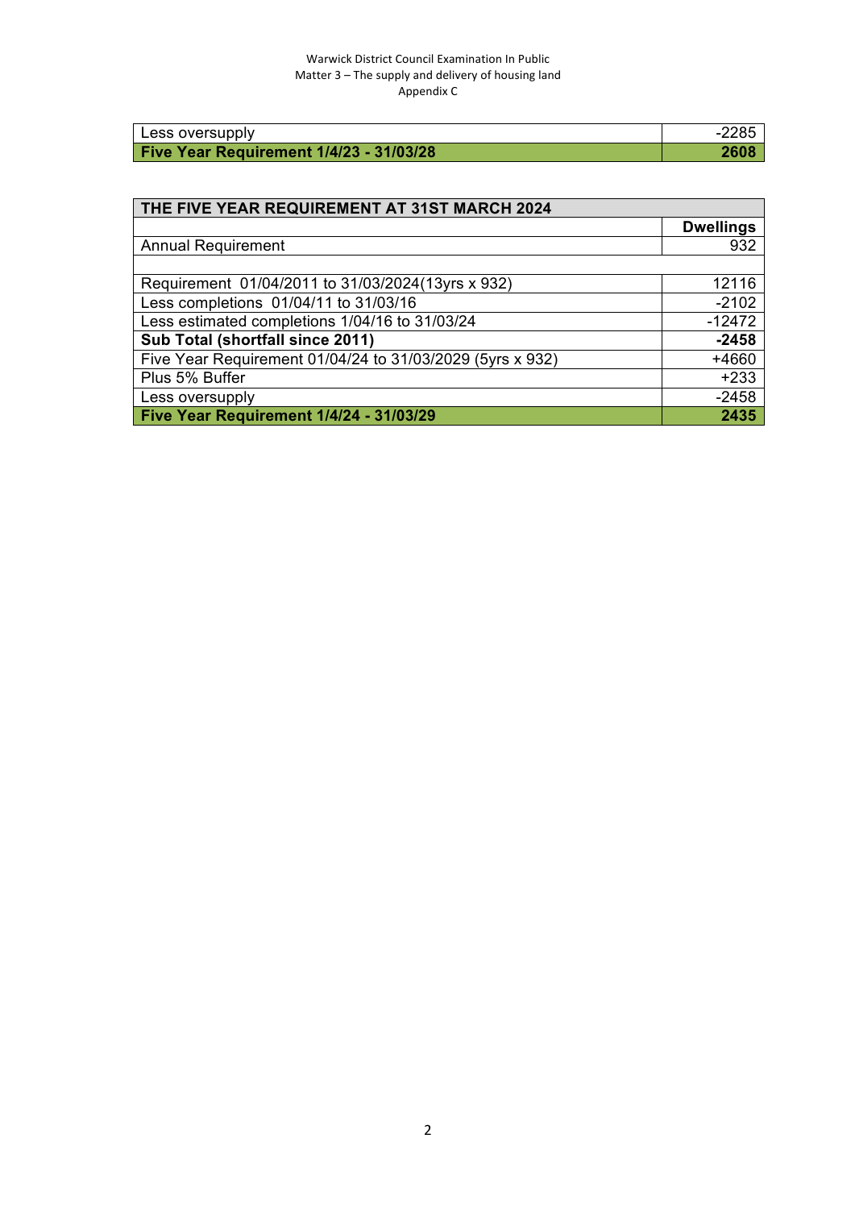| | |
|---|---|
| Less oversupply | -2285 |
| **Five Year Requirement 1/4/23 - 31/03/28** | **2608** |

| **THE FIVE YEAR REQUIREMENT AT 31ST MARCH 2024** | |
|---|---|
| | **Dwellings** |
| Annual Requirement | 932 |
| | |
| Requirement 01/04/2011 to 31/03/2024(13yrs x 932) | 12116 |
| Less completions 01/04/11 to 31/03/16 | -2102 |
| Less estimated completions 1/04/16 to 31/03/24 | -12472 |
| **Sub Total (shortfall since 2011)** | **-2458** |
| Five Year Requirement 01/04/24 to 31/03/2029 (5yrs x 932) | +4660 |
| Plus 5% Buffer | +233 |
| Less oversupply | -2458 |
| **Five Year Requirement 1/4/24 - 31/03/29** | **2435** |